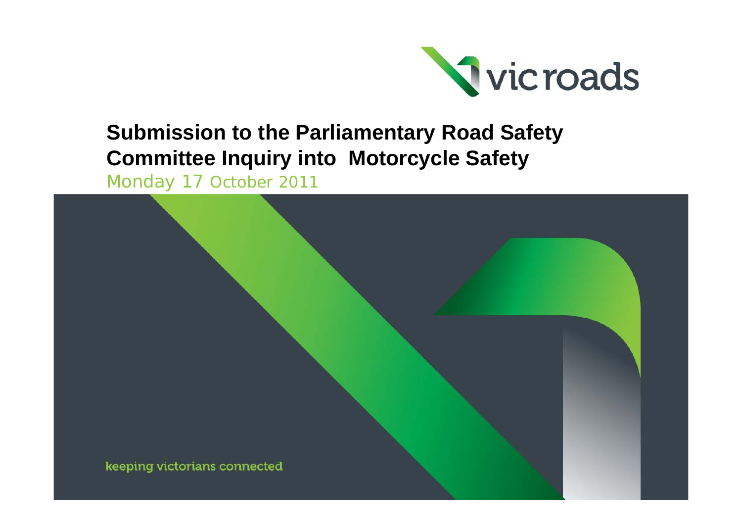vicroads

# Submission to the Parliamentary Road Safety Committee Inquiry into Motorcycle Safety

Monday 17 October 2011

keeping victorians connected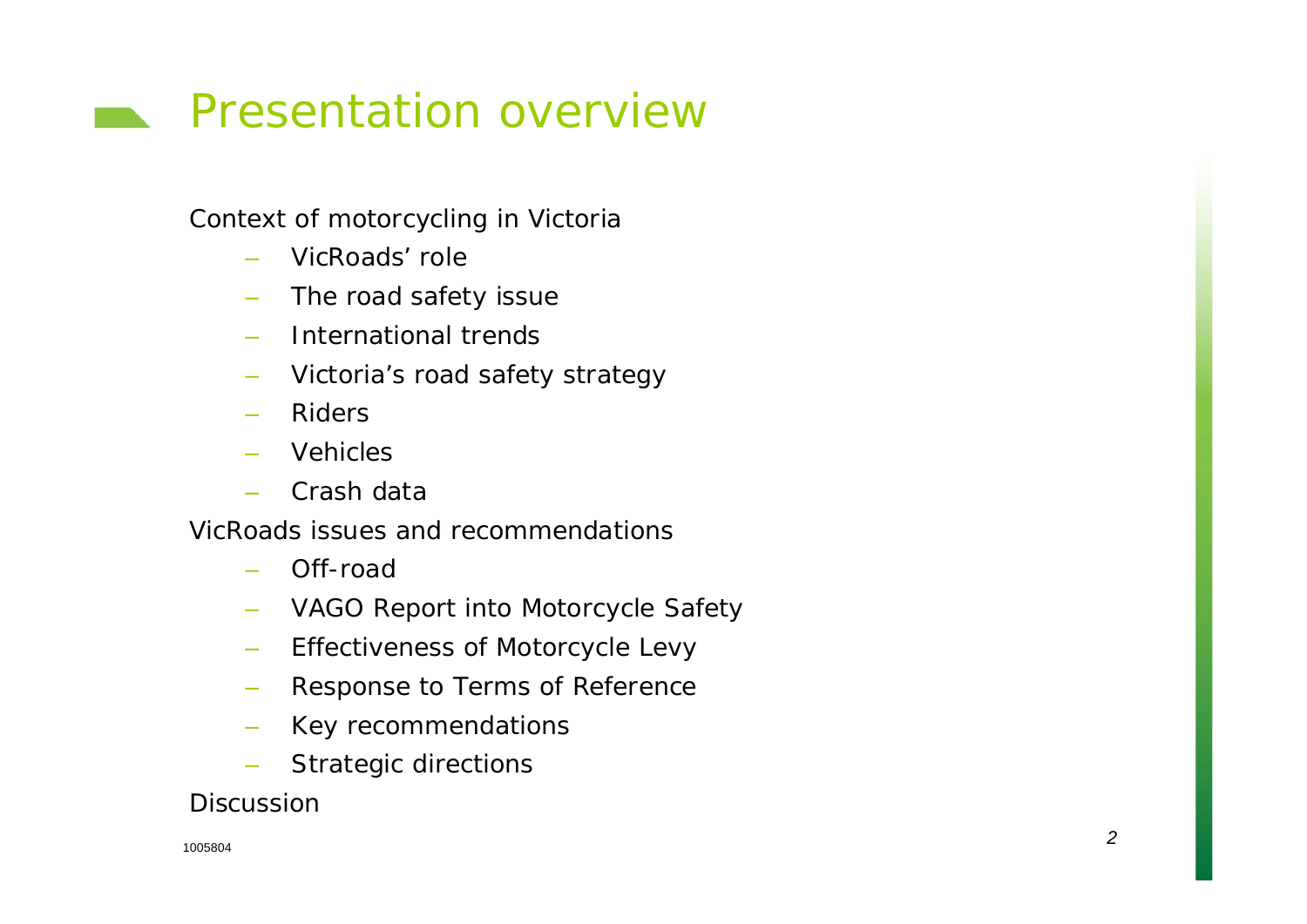# Presentation overview

Context of motorcycling in Victoria

- VicRoads' role
- The road safety issue
- International trends
- Victoria's road safety strategy
- Riders
- Vehicles
- Crash data

VicRoads issues and recommendations

- Off-road
- VAGO Report into Motorcycle Safety
- Effectiveness of Motorcycle Levy
- Response to Terms of Reference
- Key recommendations
- Strategic directions

Discussion

1005804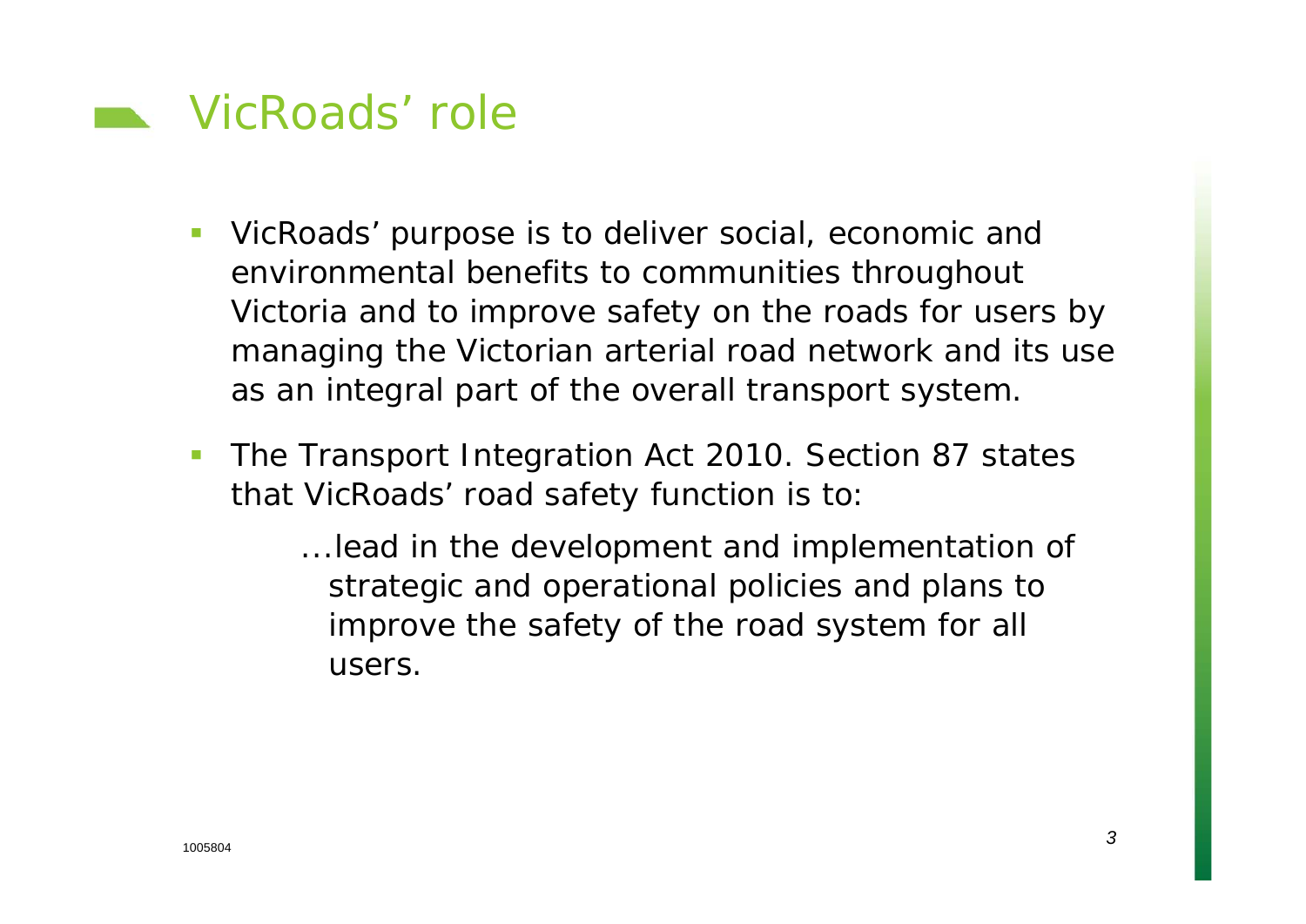# VicRoads' role

- VicRoads' purpose is to deliver social, economic and environmental benefits to communities throughout Victoria and to improve safety on the roads for users by managing the Victorian arterial road network and its use as an integral part of the overall transport system.
- The Transport Integration Act 2010. Section 87 states that VicRoads' road safety function is to:

  > ...lead in the development and implementation of strategic and operational policies and plans to improve the safety of the road system for all users.

1005804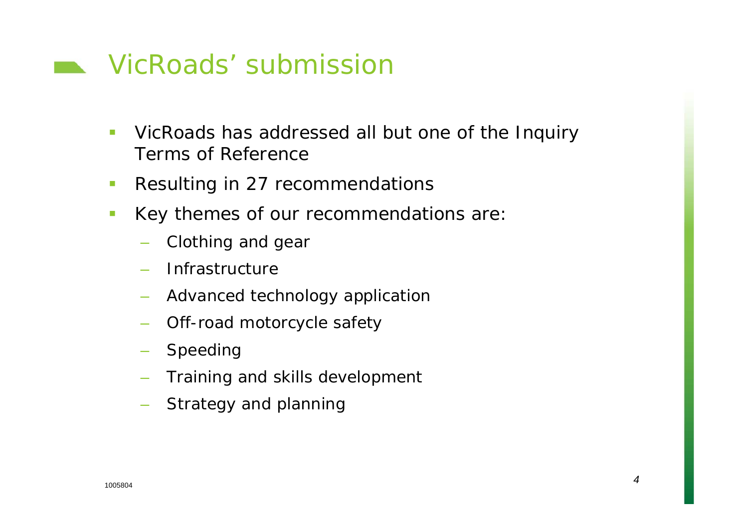# VicRoads' submission

- VicRoads has addressed all but one of the Inquiry Terms of Reference
- Resulting in 27 recommendations
- Key themes of our recommendations are:
  - Clothing and gear
  - Infrastructure
  - Advanced technology application
  - Off-road motorcycle safety
  - Speeding
  - Training and skills development
  - Strategy and planning

1005804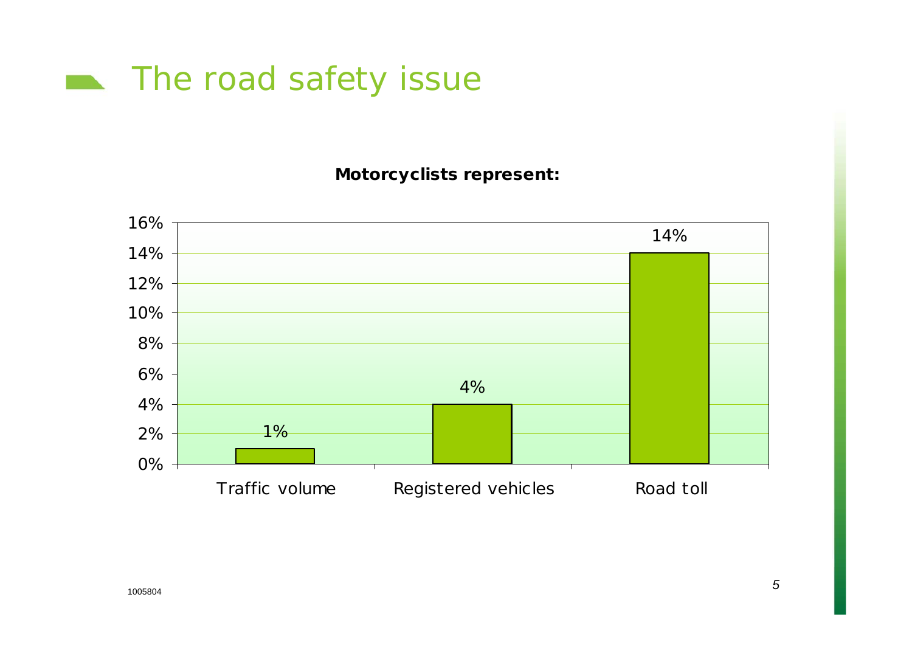# The road safety issue

**Motorcyclists represent:**

| Category | Percentage |
| --- | --- |
| Traffic volume | 1% |
| Registered vehicles | 4% |
| Road toll | 14% |

1005804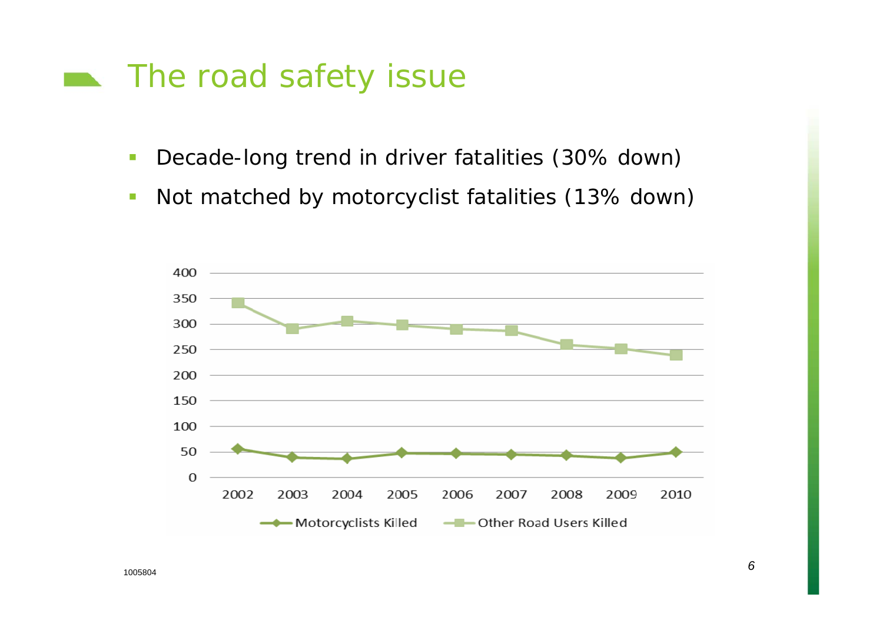# The road safety issue

- Decade-long trend in driver fatalities (30% down)
- Not matched by motorcyclist fatalities (13% down)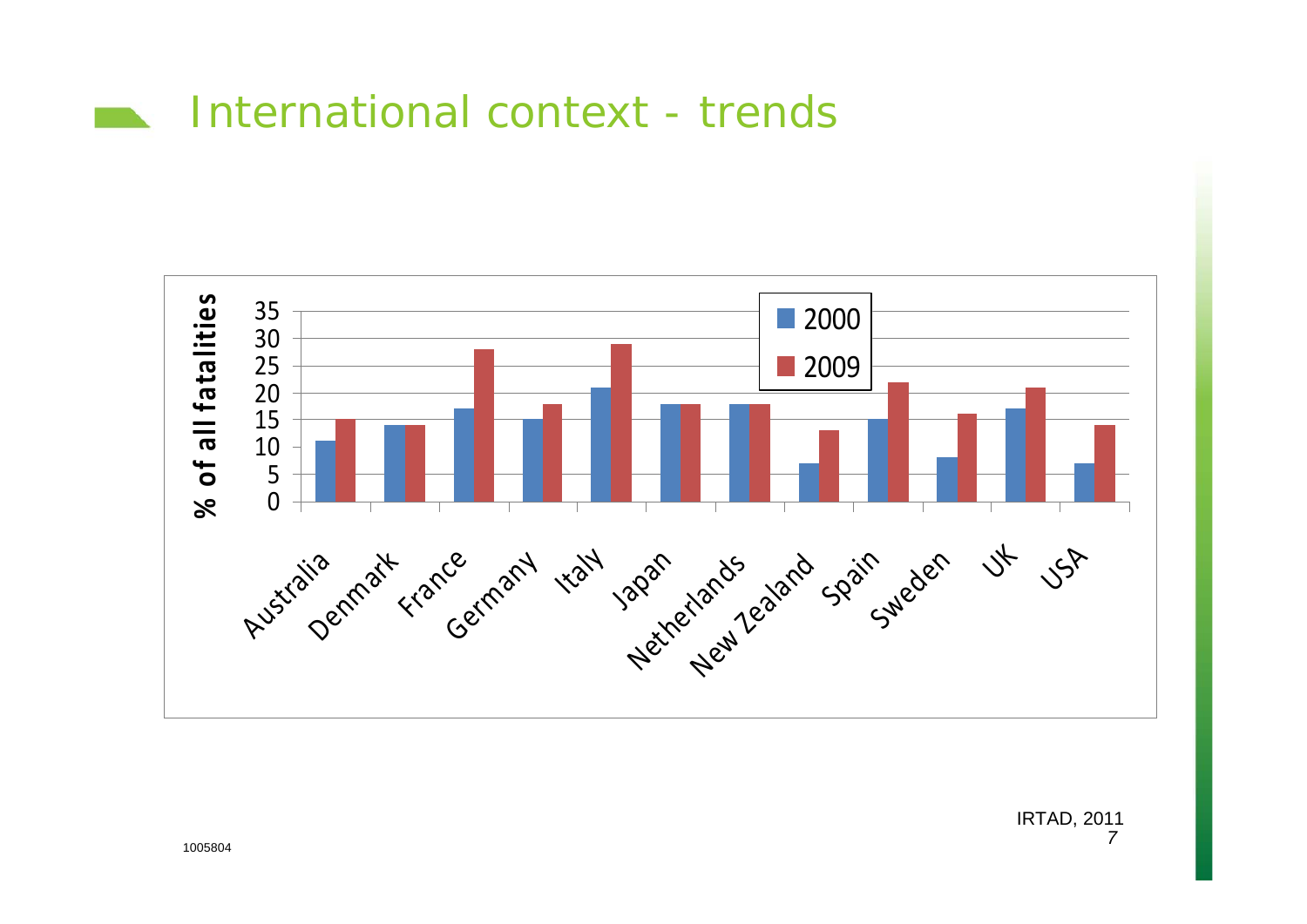# International context - trends

% of all fatalities

| Country | 2000 | 2009 |
|---|---|---|
| Australia | 11 | 15 |
| Denmark | 14 | 14 |
| France | 17 | 28 |
| Germany | 15 | 18 |
| Italy | 21 | 29 |
| Japan | 18 | 18 |
| Netherlands | 18 | 18 |
| New Zealand | 7 | 13 |
| Spain | 15 | 22 |
| Sweden | 8 | 16 |
| UK | 17 | 21 |
| USA | 7 | 14 |

IRTAD, 2011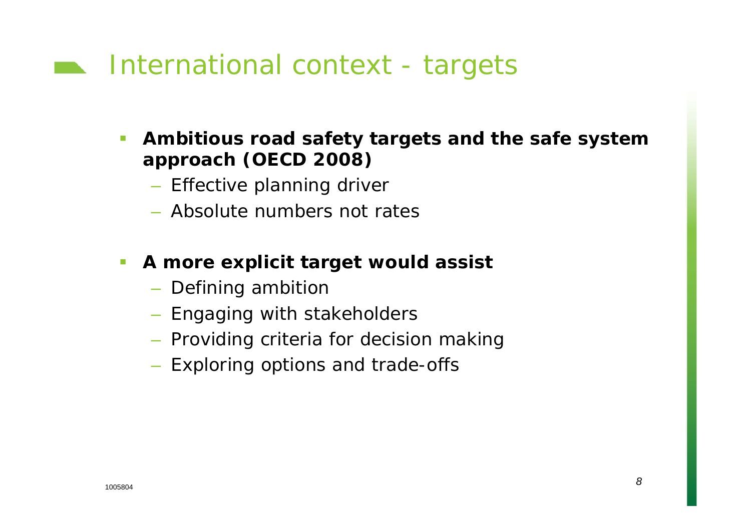# International context - targets

- **Ambitious road safety targets and the safe system approach (OECD 2008)**
  - Effective planning driver
  - Absolute numbers not rates
- **A more explicit target would assist**
  - Defining ambition
  - Engaging with stakeholders
  - Providing criteria for decision making
  - Exploring options and trade-offs

1005804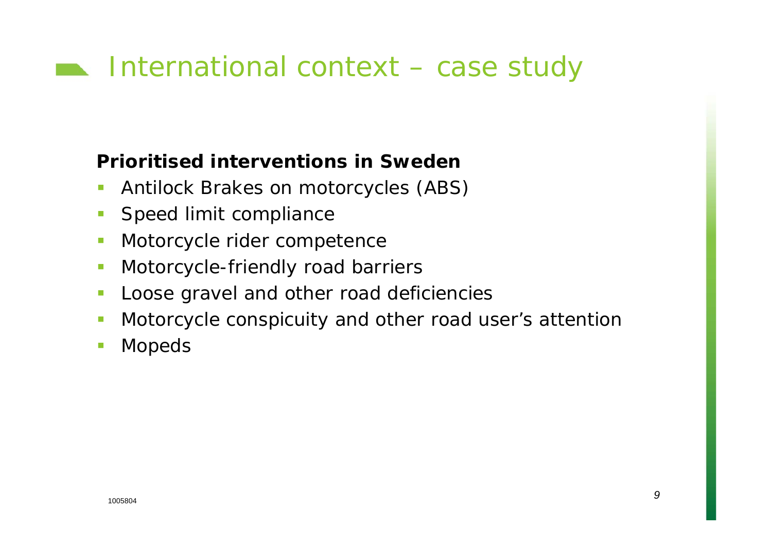# International context – case study

**Prioritised interventions in Sweden**

- Antilock Brakes on motorcycles (ABS)
- Speed limit compliance
- Motorcycle rider competence
- Motorcycle-friendly road barriers
- Loose gravel and other road deficiencies
- Motorcycle conspicuity and other road user's attention
- Mopeds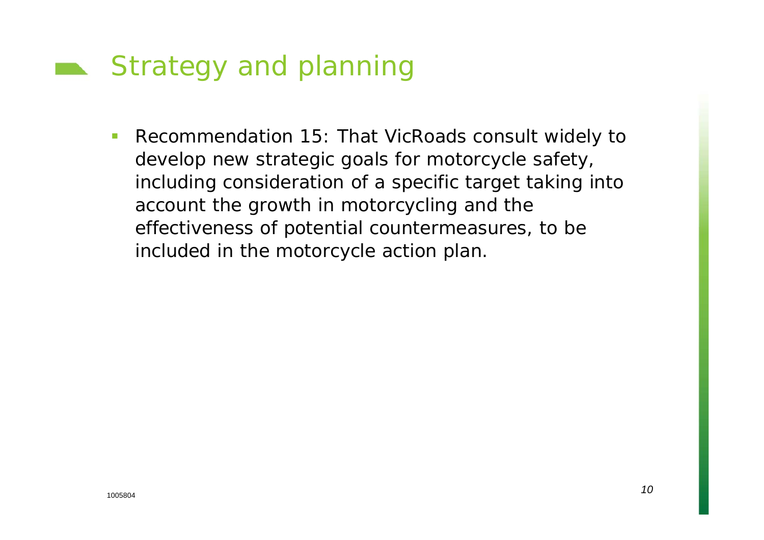# Strategy and planning

- Recommendation 15: That VicRoads consult widely to develop new strategic goals for motorcycle safety, including consideration of a specific target taking into account the growth in motorcycling and the effectiveness of potential countermeasures, to be included in the motorcycle action plan.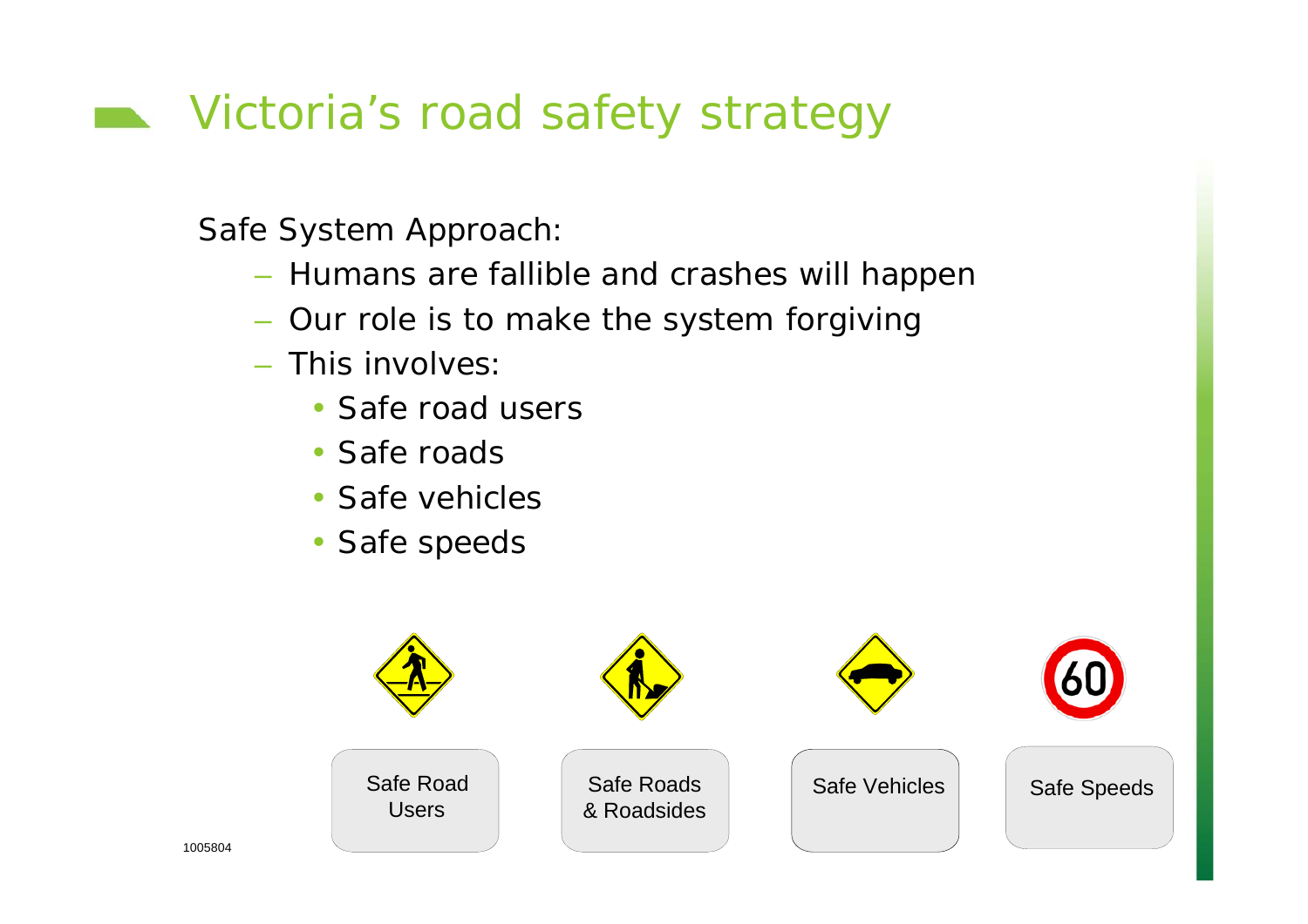# Victoria's road safety strategy

Safe System Approach:

- Humans are fallible and crashes will happen
- Our role is to make the system forgiving
- This involves:
  - Safe road users
  - Safe roads
  - Safe vehicles
  - Safe speeds

Safe Road Users

Safe Roads & Roadsides

Safe Vehicles

Safe Speeds

1005804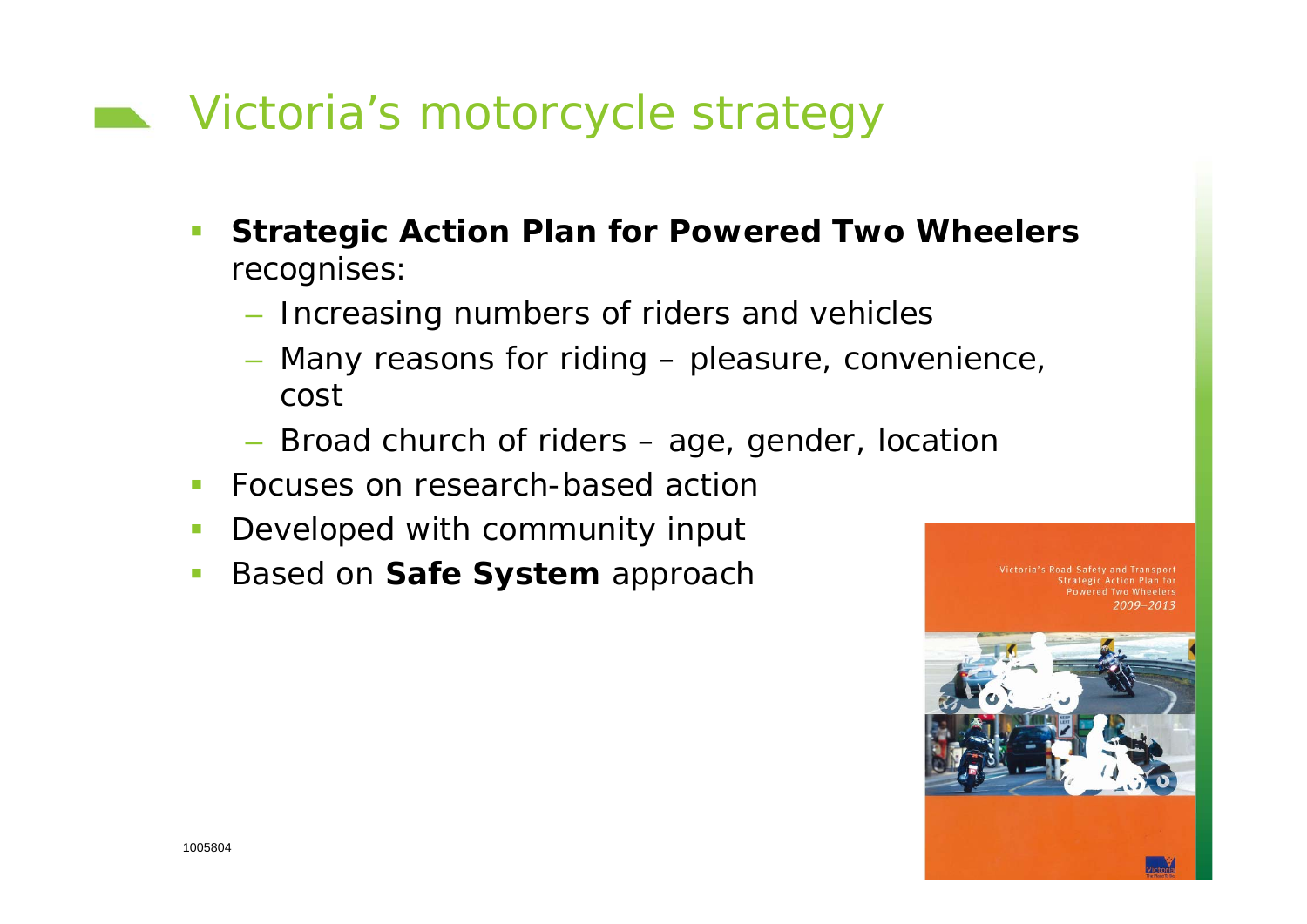# Victoria's motorcycle strategy

- **Strategic Action Plan for Powered Two Wheelers** recognises:
  - Increasing numbers of riders and vehicles
  - Many reasons for riding – pleasure, convenience, cost
  - Broad church of riders – age, gender, location
- Focuses on research-based action
- Developed with community input
- Based on **Safe System** approach

Victoria's Road Safety and Transport Strategic Action Plan for Powered Two Wheelers 2009–2013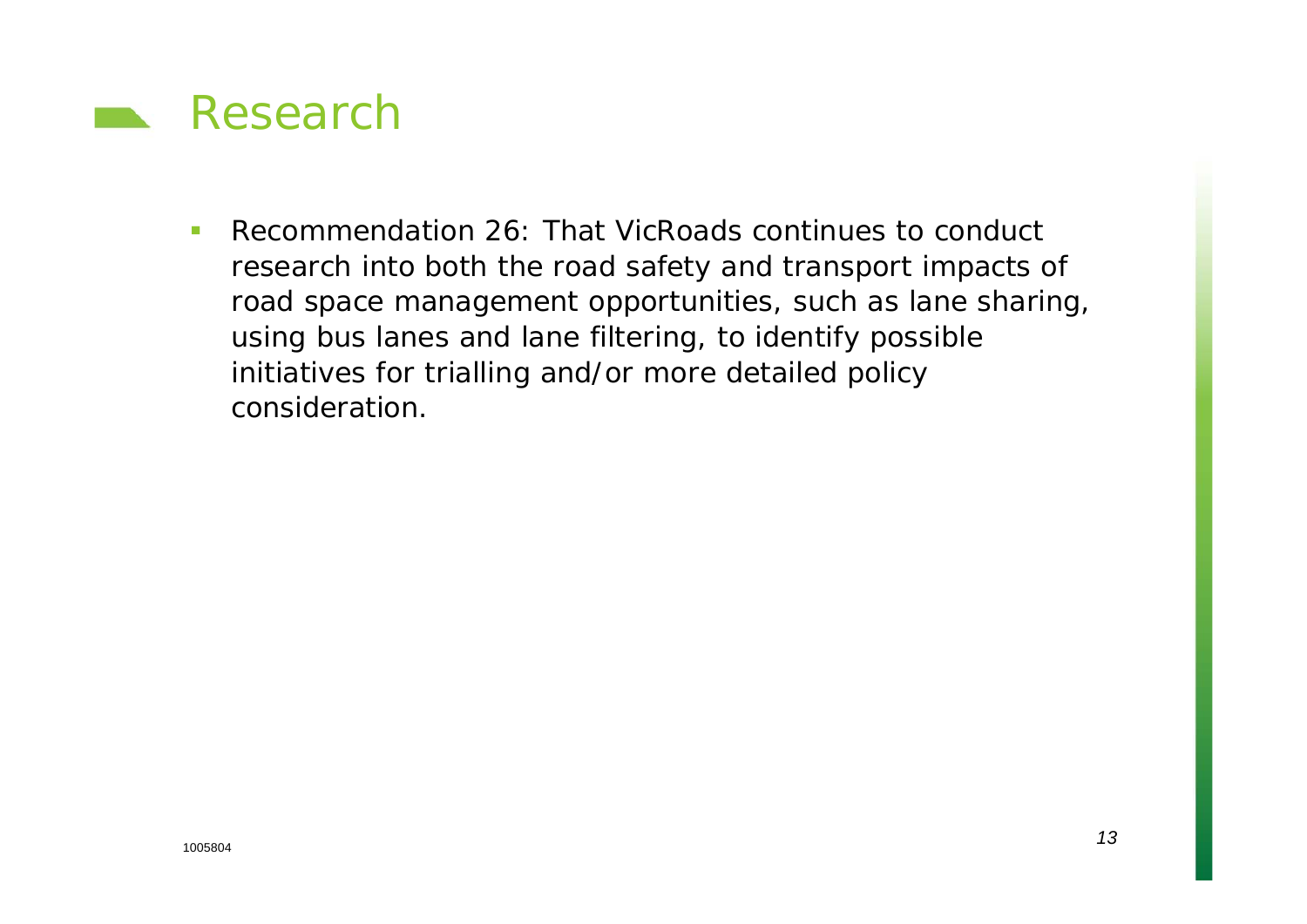# Research

- Recommendation 26: That VicRoads continues to conduct research into both the road safety and transport impacts of road space management opportunities, such as lane sharing, using bus lanes and lane filtering, to identify possible initiatives for trialling and/or more detailed policy consideration.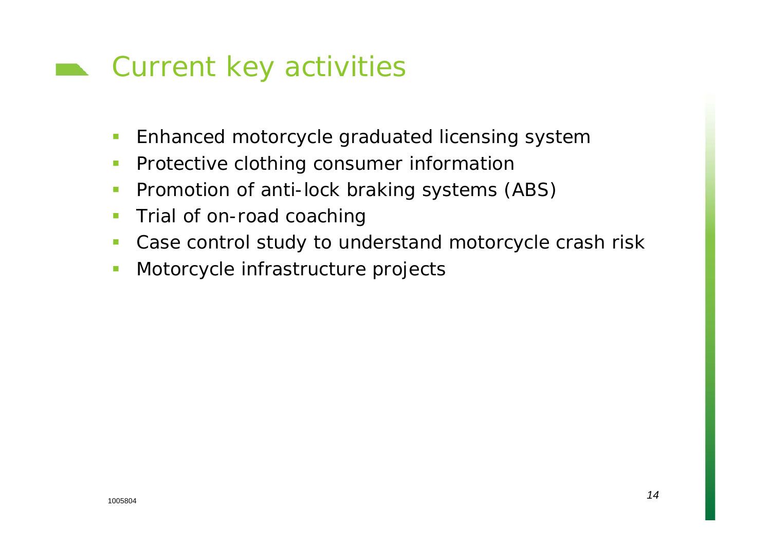# Current key activities

- Enhanced motorcycle graduated licensing system
- Protective clothing consumer information
- Promotion of anti-lock braking systems (ABS)
- Trial of on-road coaching
- Case control study to understand motorcycle crash risk
- Motorcycle infrastructure projects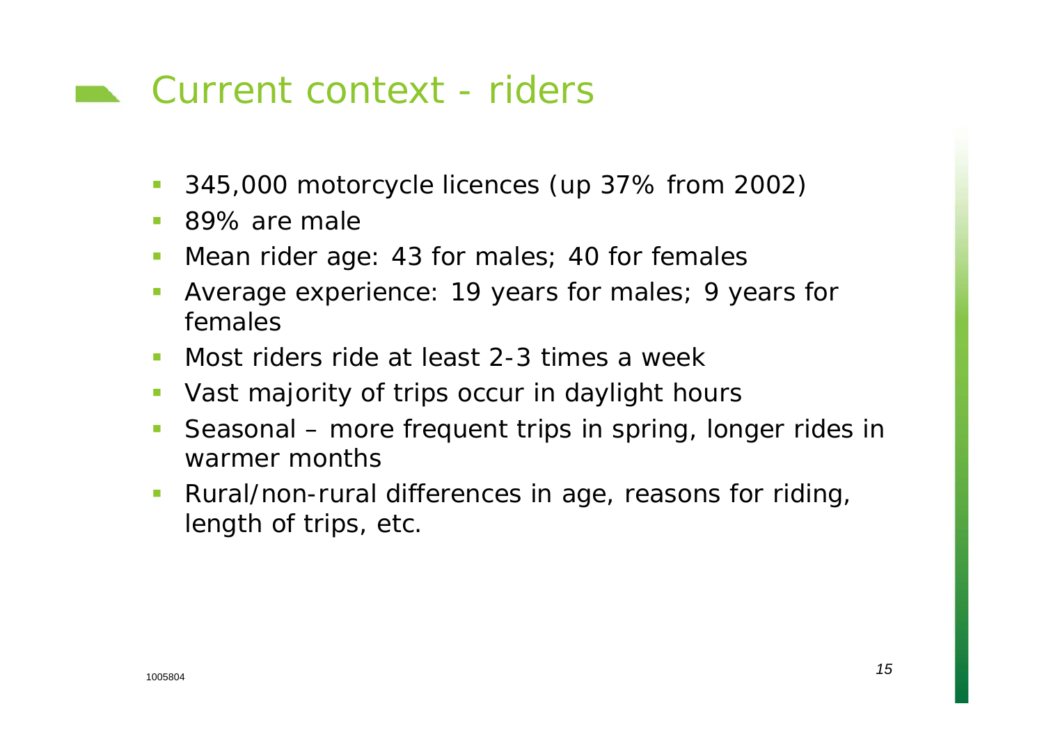# Current context - riders

- 345,000 motorcycle licences (up 37% from 2002)
- 89% are male
- Mean rider age: 43 for males; 40 for females
- Average experience: 19 years for males; 9 years for females
- Most riders ride at least 2-3 times a week
- Vast majority of trips occur in daylight hours
- Seasonal – more frequent trips in spring, longer rides in warmer months
- Rural/non-rural differences in age, reasons for riding, length of trips, etc.

1005804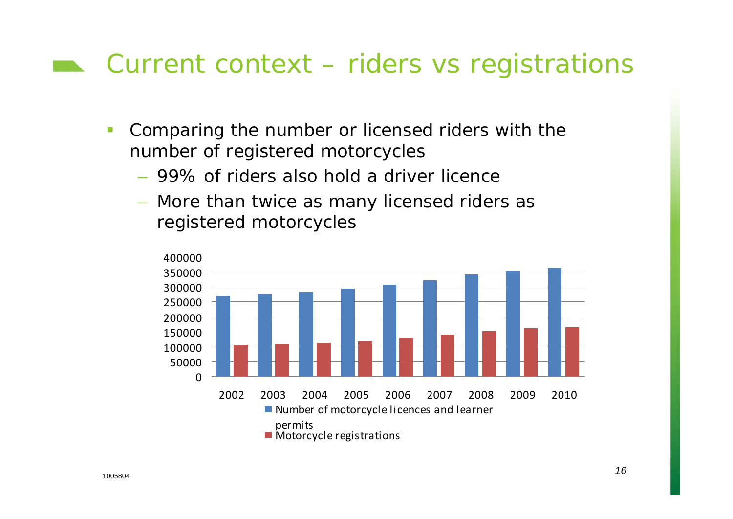# Current context – riders vs registrations

- Comparing the number or licensed riders with the number of registered motorcycles
  - 99% of riders also hold a driver licence
  - More than twice as many licensed riders as registered motorcycles

400000
350000
300000
250000
200000
150000
100000
50000
0

2002 2003 2004 2005 2006 2007 2008 2009 2010

■ Number of motorcycle licences and learner permits
■ Motorcycle registrations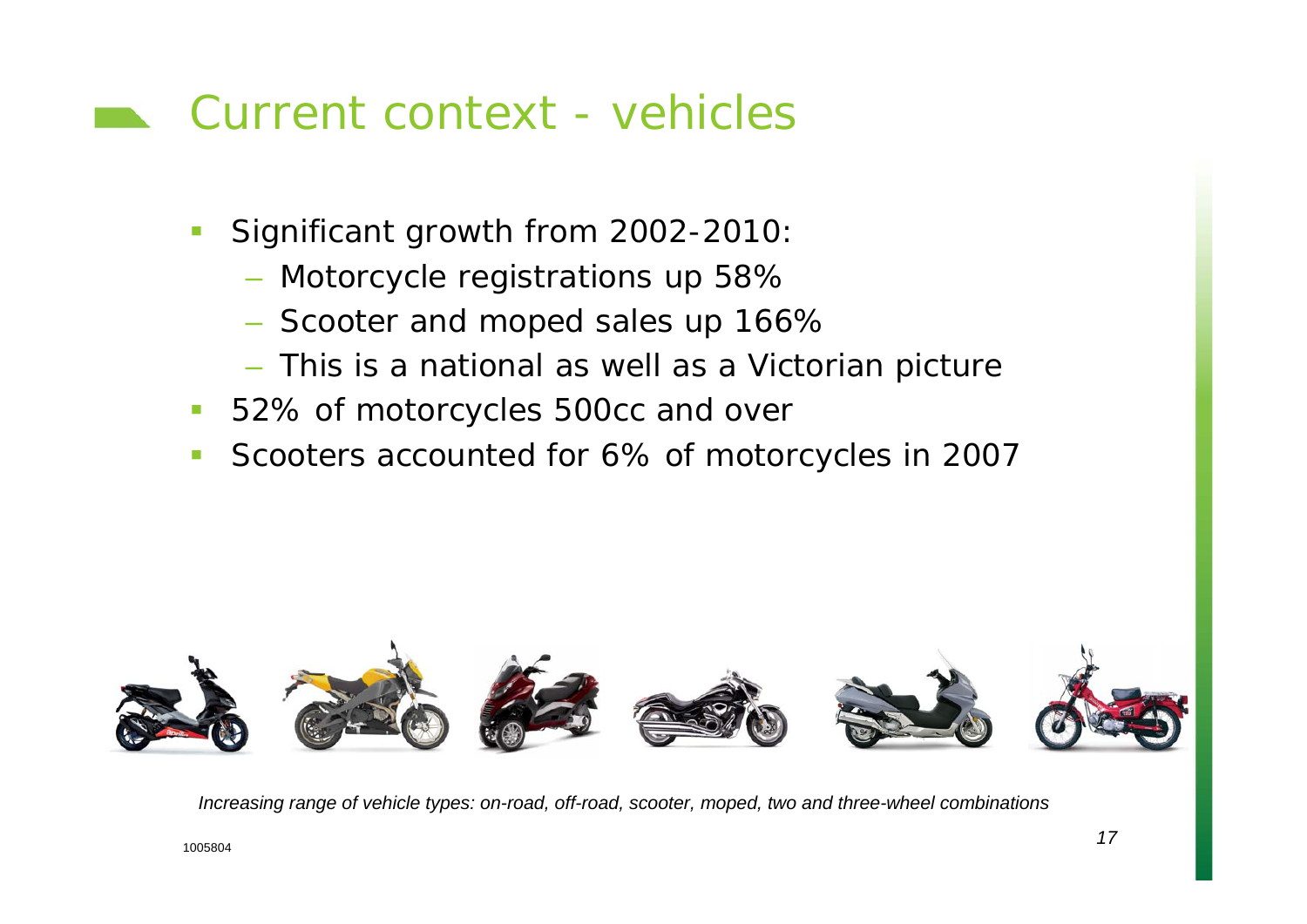# Current context - vehicles

- Significant growth from 2002-2010:
  - Motorcycle registrations up 58%
  - Scooter and moped sales up 166%
  - This is a national as well as a Victorian picture
- 52% of motorcycles 500cc and over
- Scooters accounted for 6% of motorcycles in 2007

*Increasing range of vehicle types: on-road, off-road, scooter, moped, two and three-wheel combinations*

1005804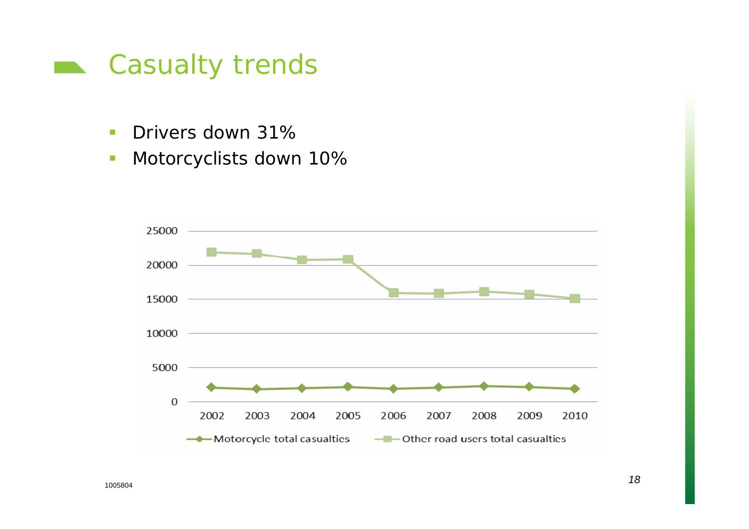# Casualty trends

- Drivers down 31%
- Motorcyclists down 10%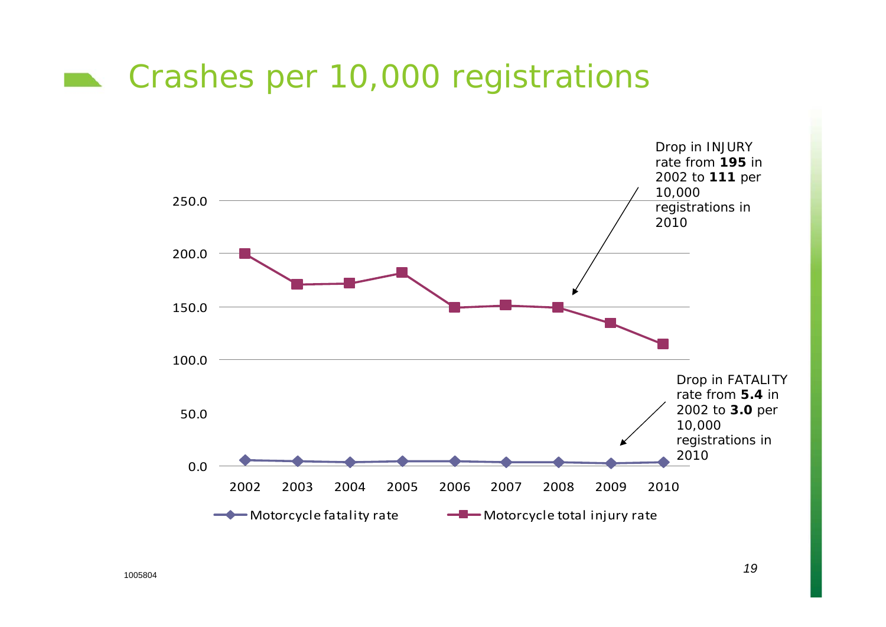# Crashes per 10,000 registrations

Drop in INJURY rate from **195** in 2002 to **111** per 10,000 registrations in 2010

Drop in FATALITY rate from **5.4** in 2002 to **3.0** per 10,000 registrations in 2010

250.0
200.0
150.0
100.0
50.0
0.0

2002 2003 2004 2005 2006 2007 2008 2009 2010

Motorcycle fatality rate — Motorcycle total injury rate

1005804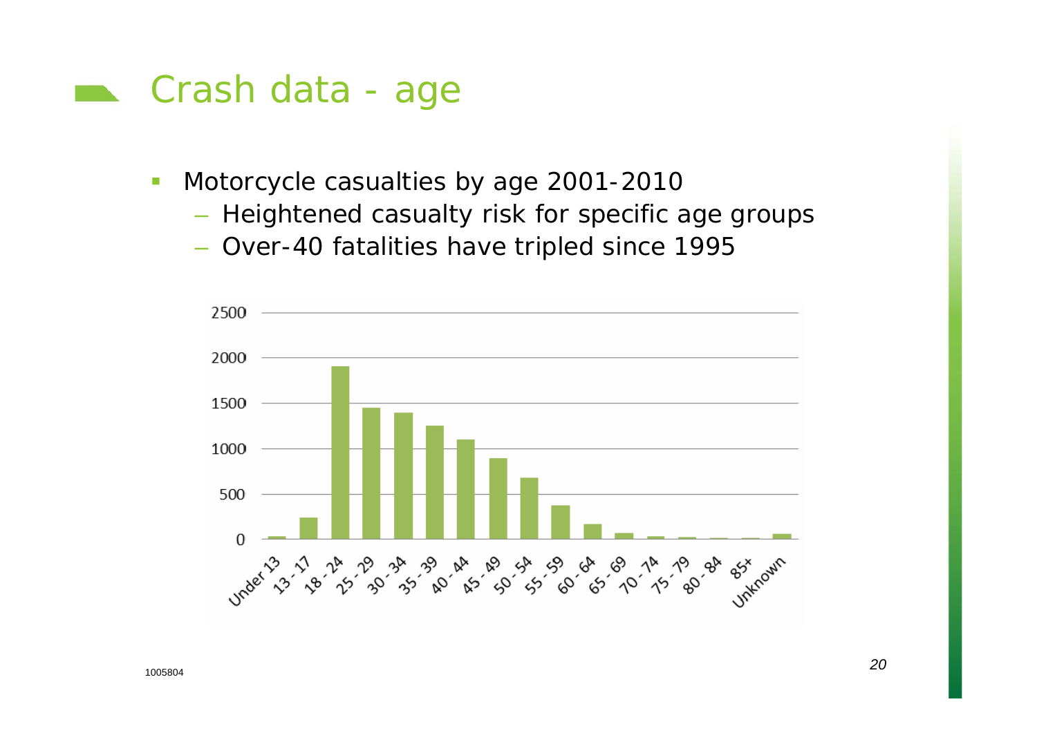# Crash data - age

- Motorcycle casualties by age 2001-2010
  - Heightened casualty risk for specific age groups
  - Over-40 fatalities have tripled since 1995

2500
2000
1500
1000
500
0

Under 13, 13 - 17, 18 - 24, 25 - 29, 30 - 34, 35 - 39, 40 - 44, 45 - 49, 50 - 54, 55 - 59, 60 - 64, 65 - 69, 70 - 74, 75 - 79, 80 - 84, 85+, Unknown

1005804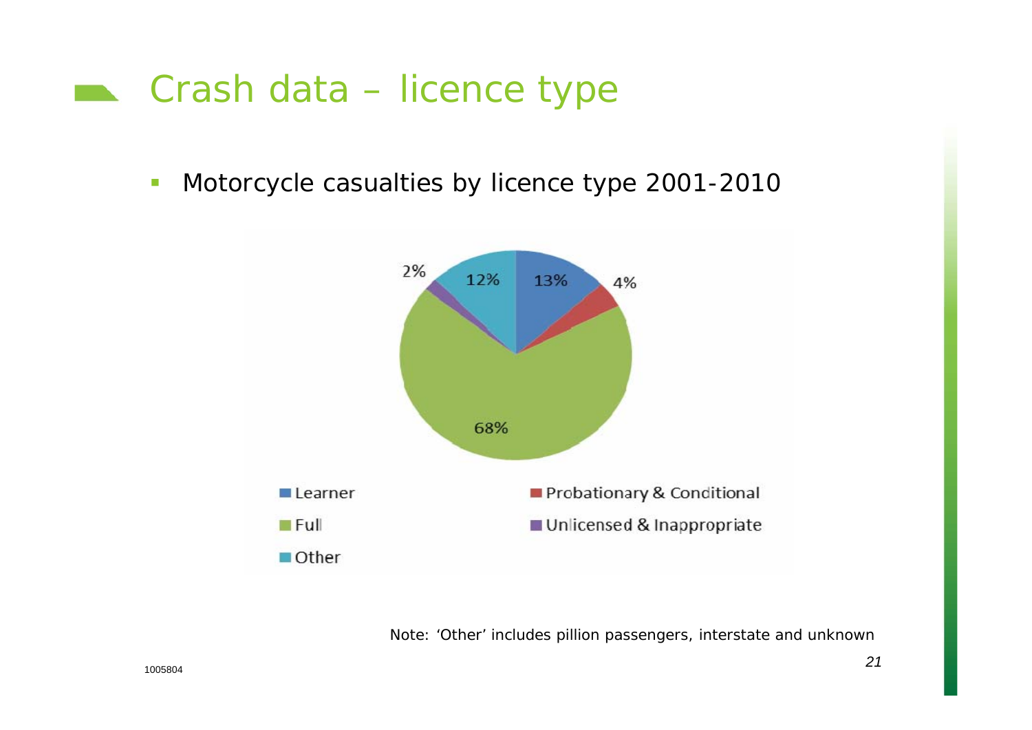# Crash data – licence type

- Motorcycle casualties by licence type 2001-2010

| Licence type | Percentage |
| --- | --- |
| Learner | 13% |
| Probationary & Conditional | 4% |
| Full | 68% |
| Unlicensed & Inappropriate | 2% |
| Other | 12% |

Note: 'Other' includes pillion passengers, interstate and unknown

1005804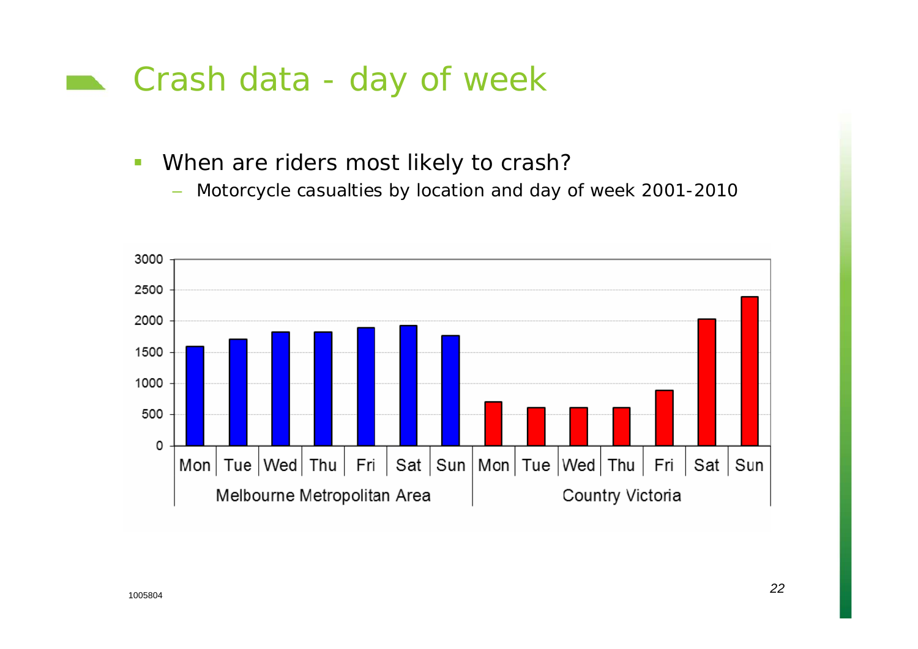# Crash data - day of week

- When are riders most likely to crash?
  - Motorcycle casualties by location and day of week 2001-2010

| | Mon | Tue | Wed | Thu | Fri | Sat | Sun |
|---|---|---|---|---|---|---|---|
| Melbourne Metropolitan Area | ~1600 | ~1700 | ~1830 | ~1830 | ~1900 | ~1930 | ~1770 |
| Country Victoria | ~700 | ~610 | ~610 | ~610 | ~890 | ~2030 | ~2390 |

1005804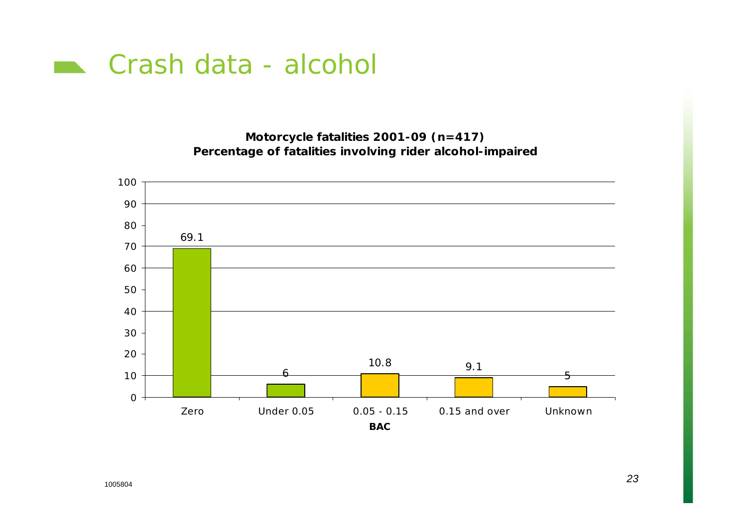# Crash data - alcohol

**Motorcycle fatalities 2001-09 (n=417)**
**Percentage of fatalities involving rider alcohol-impaired**

| BAC | Percentage |
|---|---|
| Zero | 69.1 |
| Under 0.05 | 6 |
| 0.05 - 0.15 | 10.8 |
| 0.15 and over | 9.1 |
| Unknown | 5 |

1005804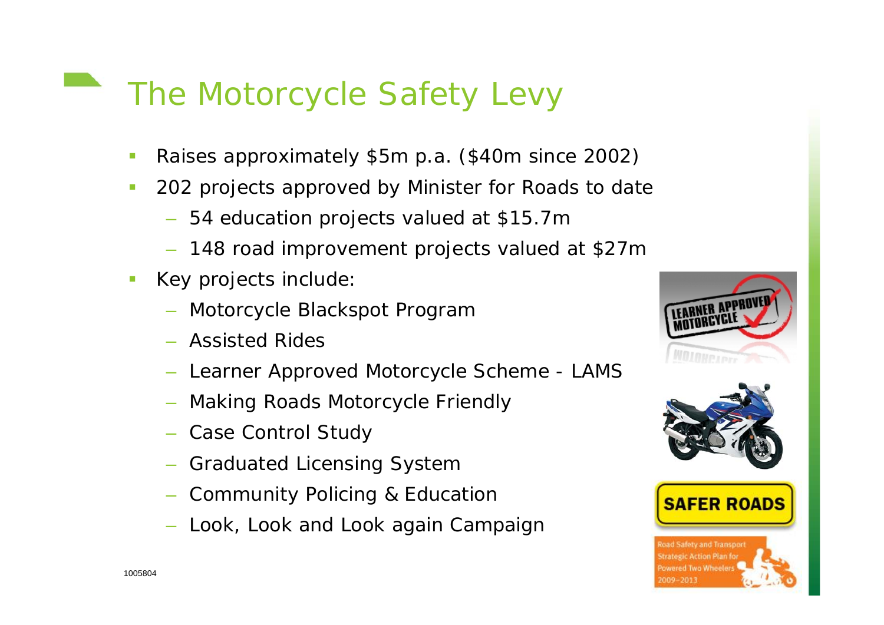# The Motorcycle Safety Levy

- Raises approximately $5m p.a. ($40m since 2002)
- 202 projects approved by Minister for Roads to date
  - 54 education projects valued at $15.7m
  - 148 road improvement projects valued at $27m
- Key projects include:
  - Motorcycle Blackspot Program
  - Assisted Rides
  - Learner Approved Motorcycle Scheme - LAMS
  - Making Roads Motorcycle Friendly
  - Case Control Study
  - Graduated Licensing System
  - Community Policing & Education
  - Look, Look and Look again Campaign

1005804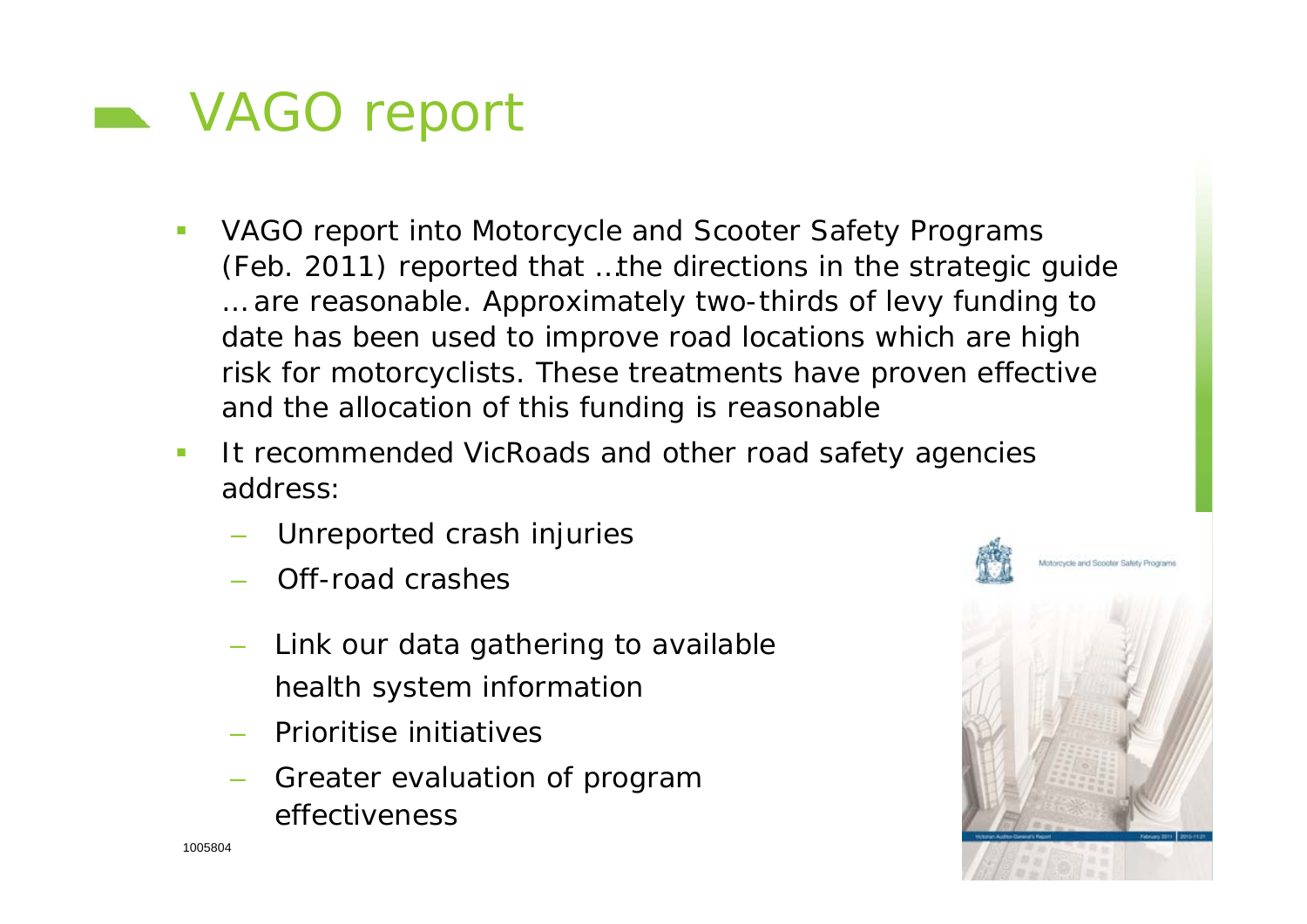# VAGO report

- VAGO report into Motorcycle and Scooter Safety Programs (Feb. 2011) reported that …the directions in the strategic guide … are reasonable. Approximately two-thirds of levy funding to date has been used to improve road locations which are high risk for motorcyclists. These treatments have proven effective and the allocation of this funding is reasonable
- It recommended VicRoads and other road safety agencies address:
  - Unreported crash injuries
  - Off-road crashes
  - Link our data gathering to available health system information
  - Prioritise initiatives
  - Greater evaluation of program effectiveness

1005804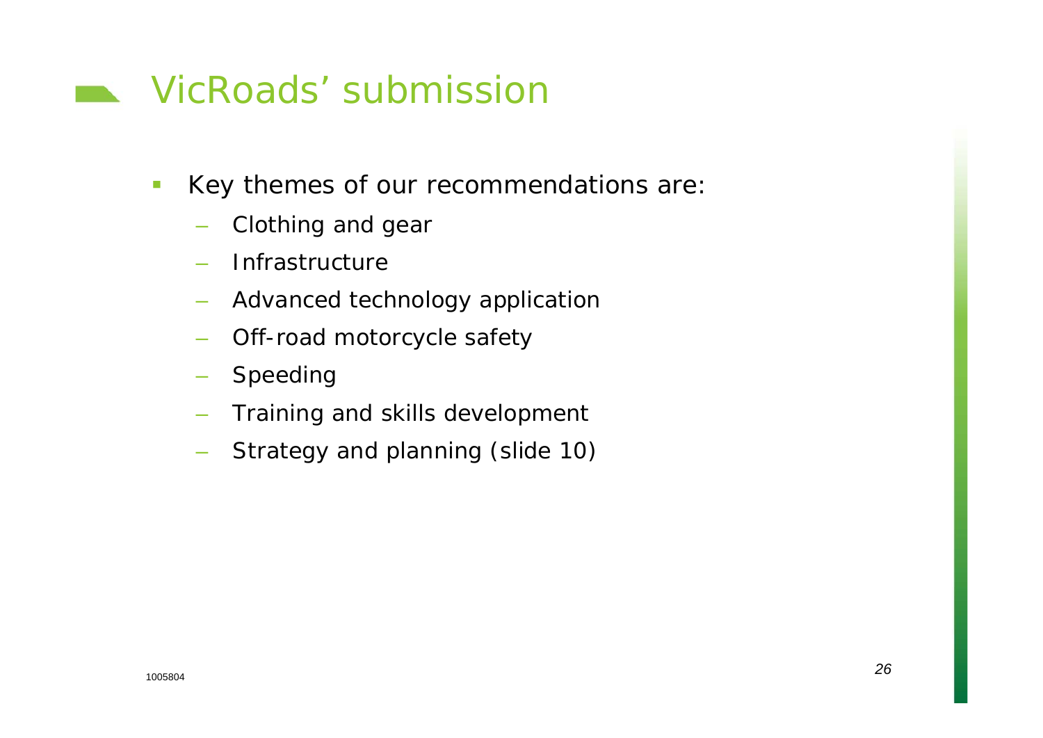# VicRoads' submission

- Key themes of our recommendations are:
  - Clothing and gear
  - Infrastructure
  - Advanced technology application
  - Off-road motorcycle safety
  - Speeding
  - Training and skills development
  - Strategy and planning (slide 10)

1005804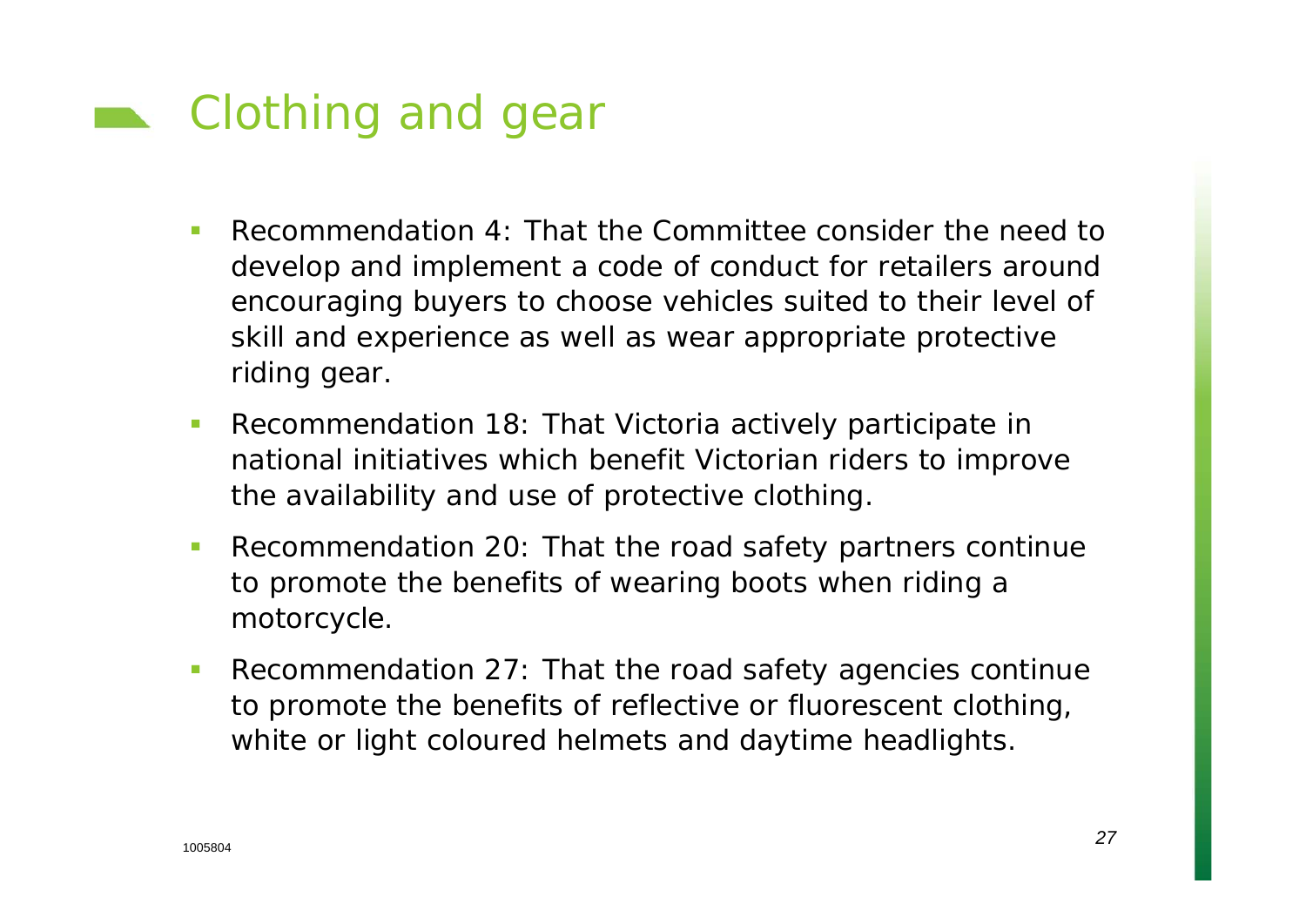# Clothing and gear

- Recommendation 4: That the Committee consider the need to develop and implement a code of conduct for retailers around encouraging buyers to choose vehicles suited to their level of skill and experience as well as wear appropriate protective riding gear.
- Recommendation 18: That Victoria actively participate in national initiatives which benefit Victorian riders to improve the availability and use of protective clothing.
- Recommendation 20: That the road safety partners continue to promote the benefits of wearing boots when riding a motorcycle.
- Recommendation 27: That the road safety agencies continue to promote the benefits of reflective or fluorescent clothing, white or light coloured helmets and daytime headlights.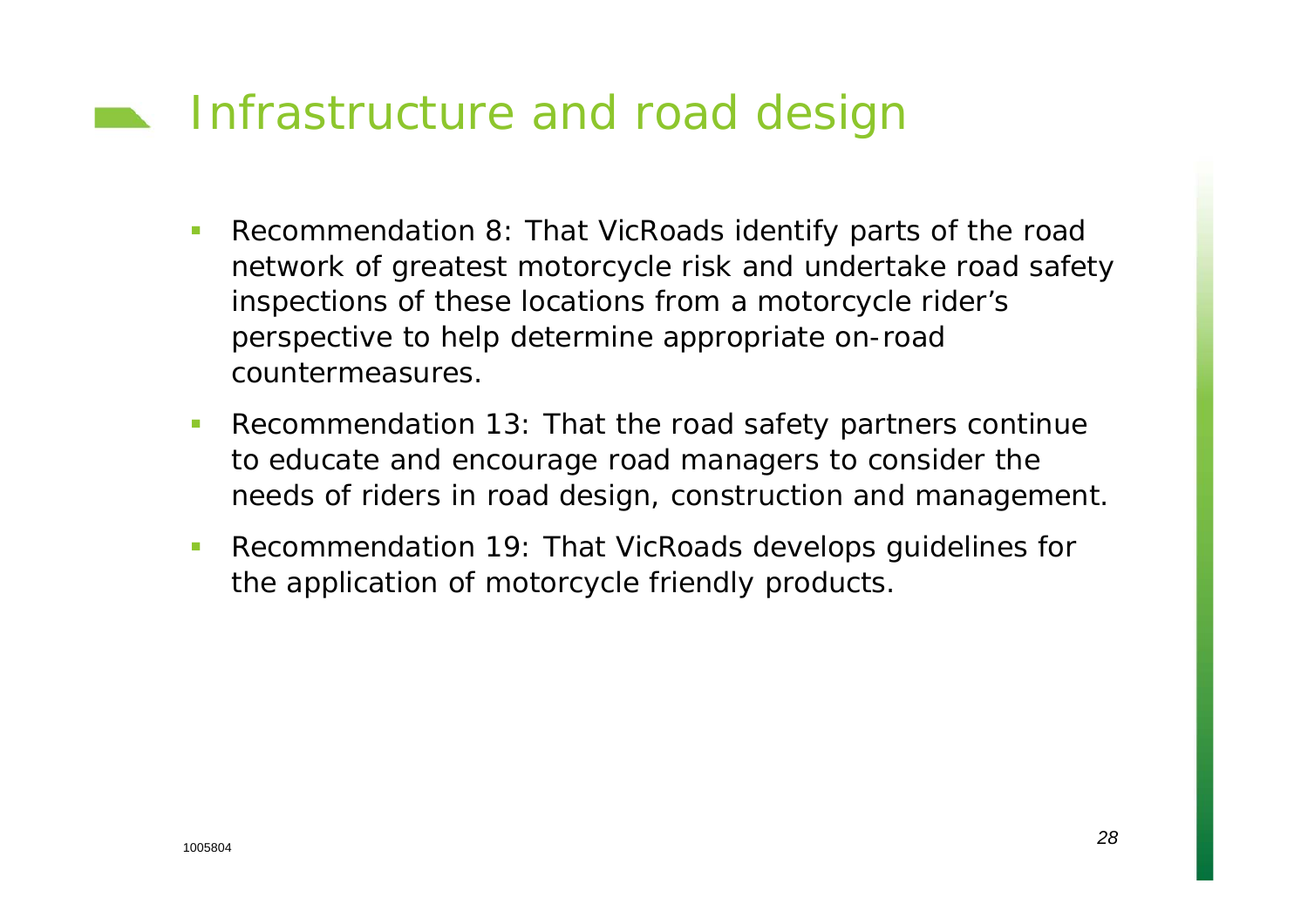# Infrastructure and road design

- Recommendation 8: That VicRoads identify parts of the road network of greatest motorcycle risk and undertake road safety inspections of these locations from a motorcycle rider's perspective to help determine appropriate on-road countermeasures.
- Recommendation 13: That the road safety partners continue to educate and encourage road managers to consider the needs of riders in road design, construction and management.
- Recommendation 19: That VicRoads develops guidelines for the application of motorcycle friendly products.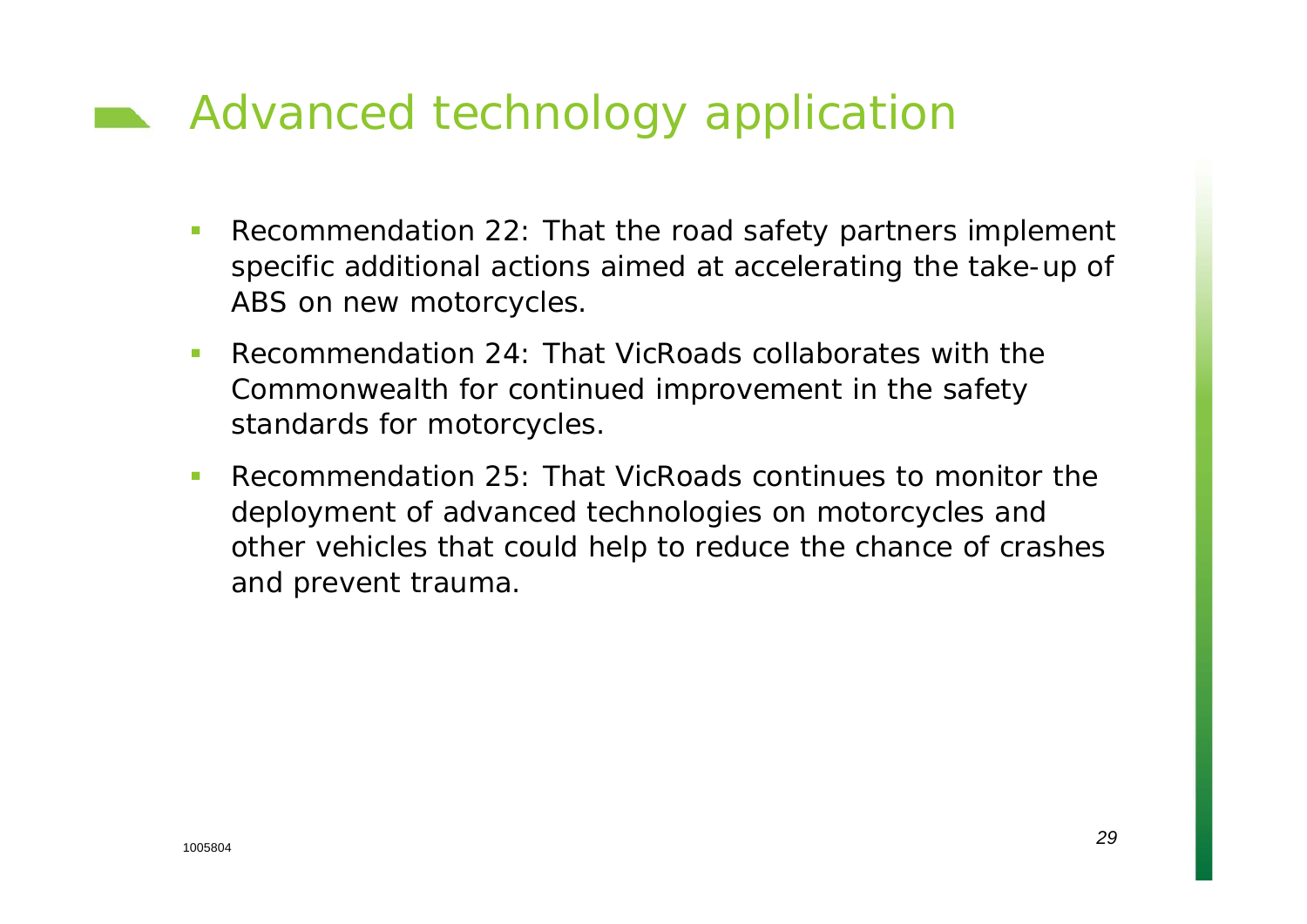# Advanced technology application

- Recommendation 22: That the road safety partners implement specific additional actions aimed at accelerating the take-up of ABS on new motorcycles.
- Recommendation 24: That VicRoads collaborates with the Commonwealth for continued improvement in the safety standards for motorcycles.
- Recommendation 25: That VicRoads continues to monitor the deployment of advanced technologies on motorcycles and other vehicles that could help to reduce the chance of crashes and prevent trauma.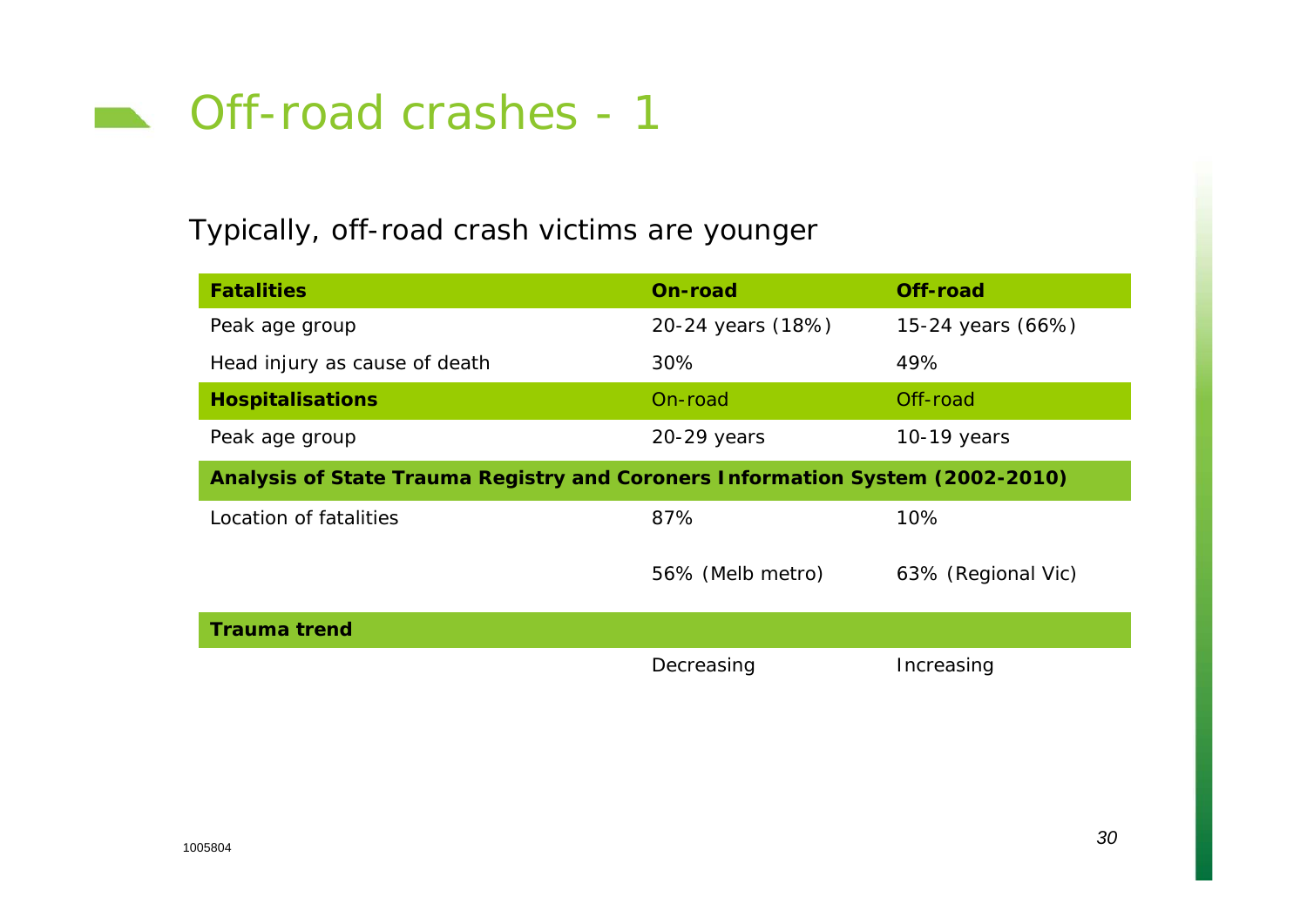# Off-road crashes - 1

Typically, off-road crash victims are younger

| **Fatalities** | **On-road** | **Off-road** |
| --- | --- | --- |
| Peak age group | 20-24 years (18%) | 15-24 years (66%) |
| Head injury as cause of death | 30% | 49% |
| **Hospitalisations** | On-road | Off-road |
| Peak age group | 20-29 years | 10-19 years |
| **Analysis of State Trauma Registry and Coroners Information System (2002-2010)** | | |
| Location of fatalities | 87% | 10% |
| | 56% (Melb metro) | 63% (Regional Vic) |
| **Trauma trend** | | |
| | Decreasing | Increasing |

1005804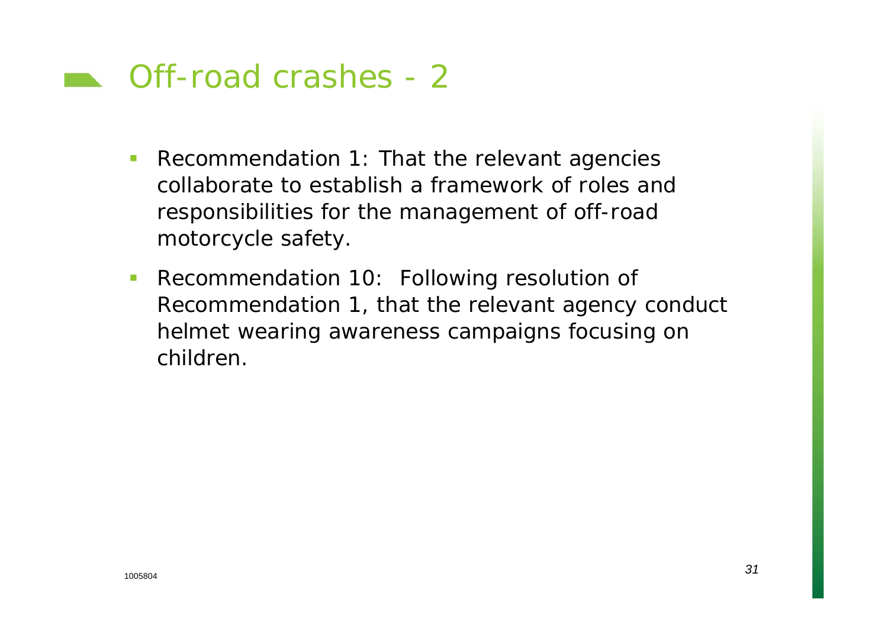# Off-road crashes - 2

- Recommendation 1: That the relevant agencies collaborate to establish a framework of roles and responsibilities for the management of off-road motorcycle safety.
- Recommendation 10: Following resolution of Recommendation 1, that the relevant agency conduct helmet wearing awareness campaigns focusing on children.

1005804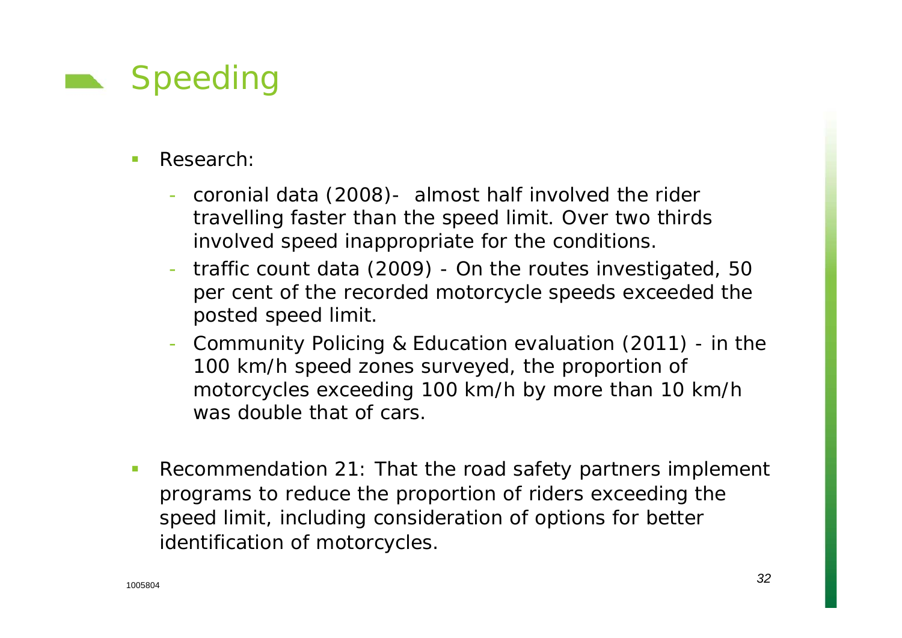# Speeding

- Research:
  - coronial data (2008)- almost half involved the rider travelling faster than the speed limit. Over two thirds involved speed inappropriate for the conditions.
  - traffic count data (2009) - On the routes investigated, 50 per cent of the recorded motorcycle speeds exceeded the posted speed limit.
  - Community Policing & Education evaluation (2011) - in the 100 km/h speed zones surveyed, the proportion of motorcycles exceeding 100 km/h by more than 10 km/h was double that of cars.
- Recommendation 21: That the road safety partners implement programs to reduce the proportion of riders exceeding the speed limit, including consideration of options for better identification of motorcycles.

1005804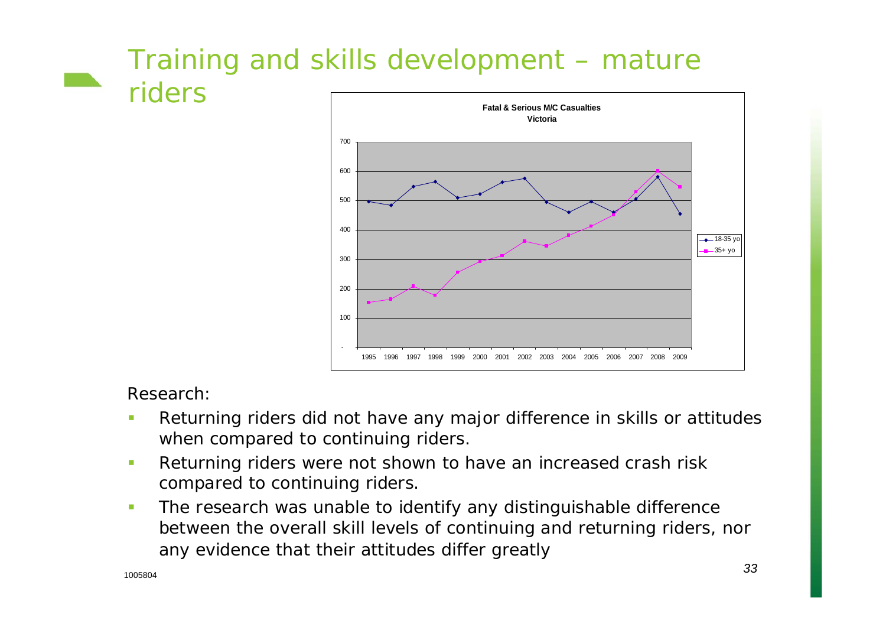# Training and skills development – mature riders

**Fatal & Serious M/C Casualties**
**Victoria**

Research:

- Returning riders did not have any major difference in skills or attitudes when compared to continuing riders.
- Returning riders were not shown to have an increased crash risk compared to continuing riders.
- The research was unable to identify any distinguishable difference between the overall skill levels of continuing and returning riders, nor any evidence that their attitudes differ greatly

1005804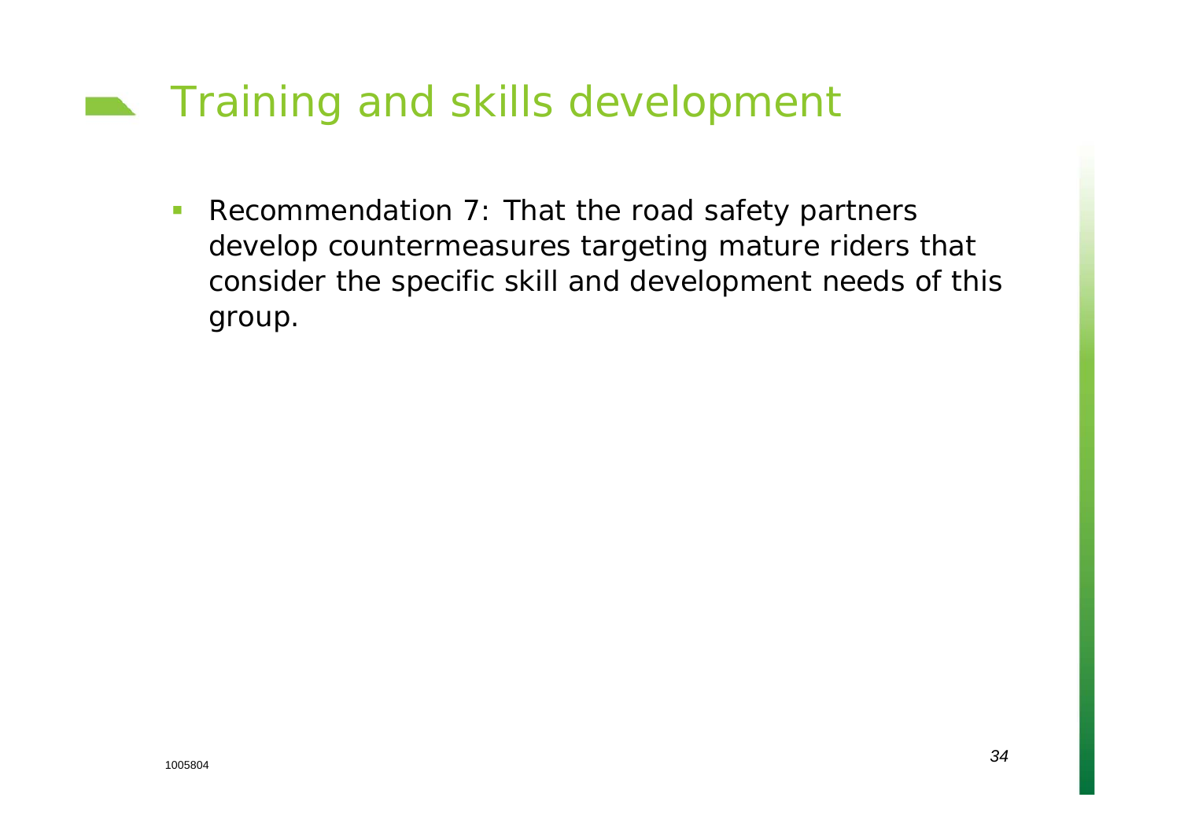# Training and skills development

- Recommendation 7: That the road safety partners develop countermeasures targeting mature riders that consider the specific skill and development needs of this group.

1005804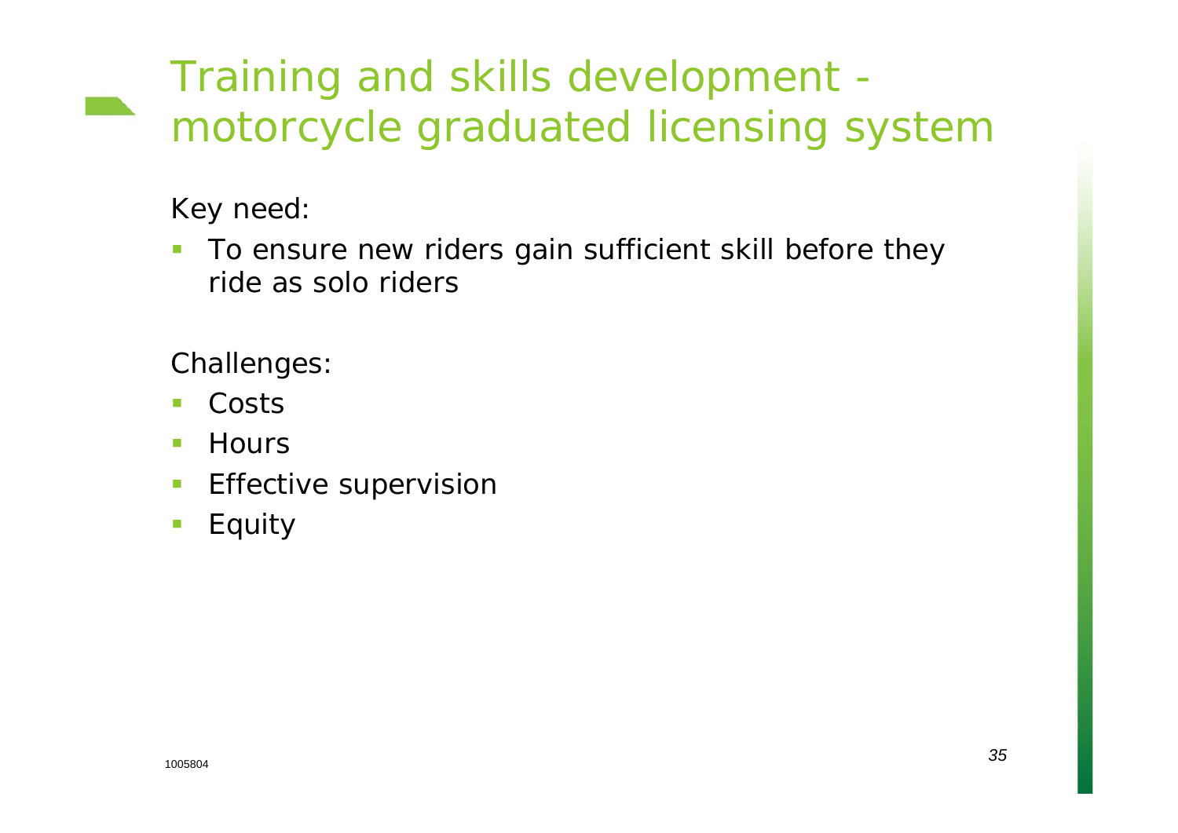# Training and skills development - motorcycle graduated licensing system

Key need:

- To ensure new riders gain sufficient skill before they ride as solo riders

Challenges:

- Costs
- Hours
- Effective supervision
- Equity

1005804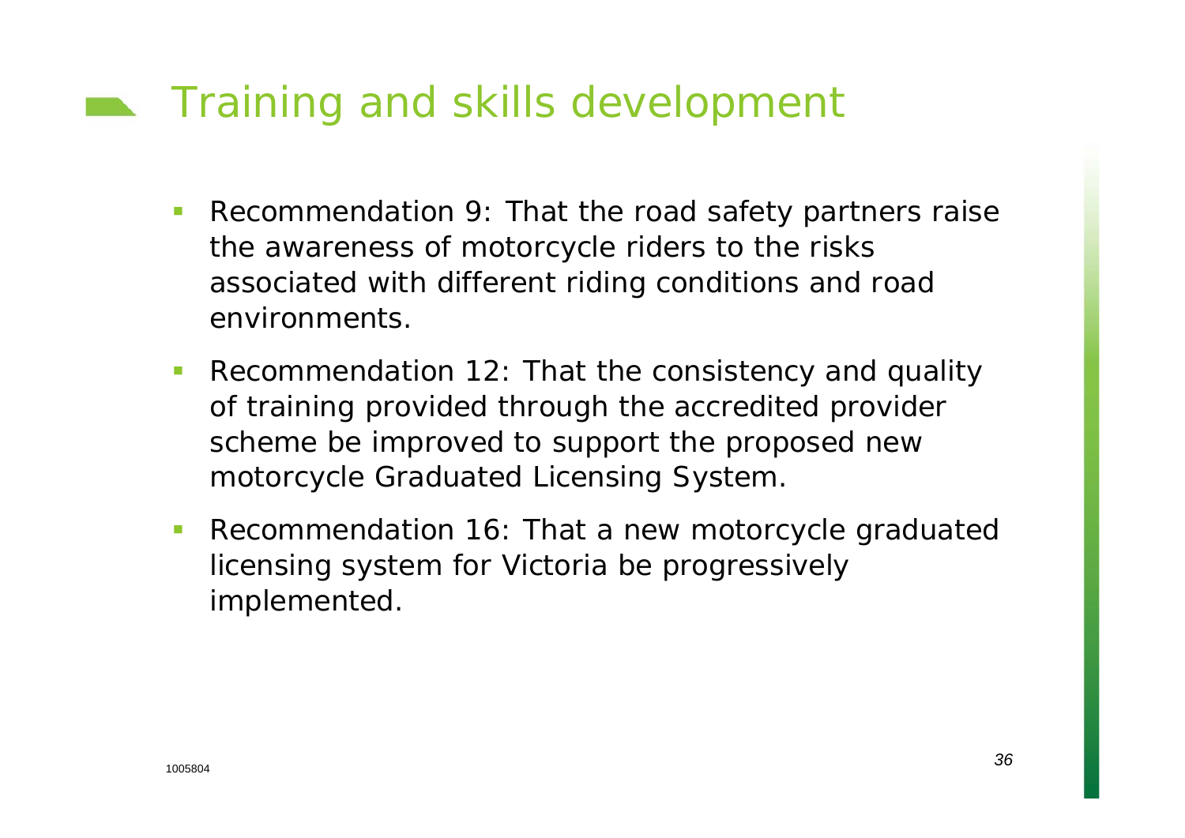# Training and skills development

- Recommendation 9: That the road safety partners raise the awareness of motorcycle riders to the risks associated with different riding conditions and road environments.
- Recommendation 12: That the consistency and quality of training provided through the accredited provider scheme be improved to support the proposed new motorcycle Graduated Licensing System.
- Recommendation 16: That a new motorcycle graduated licensing system for Victoria be progressively implemented.

1005804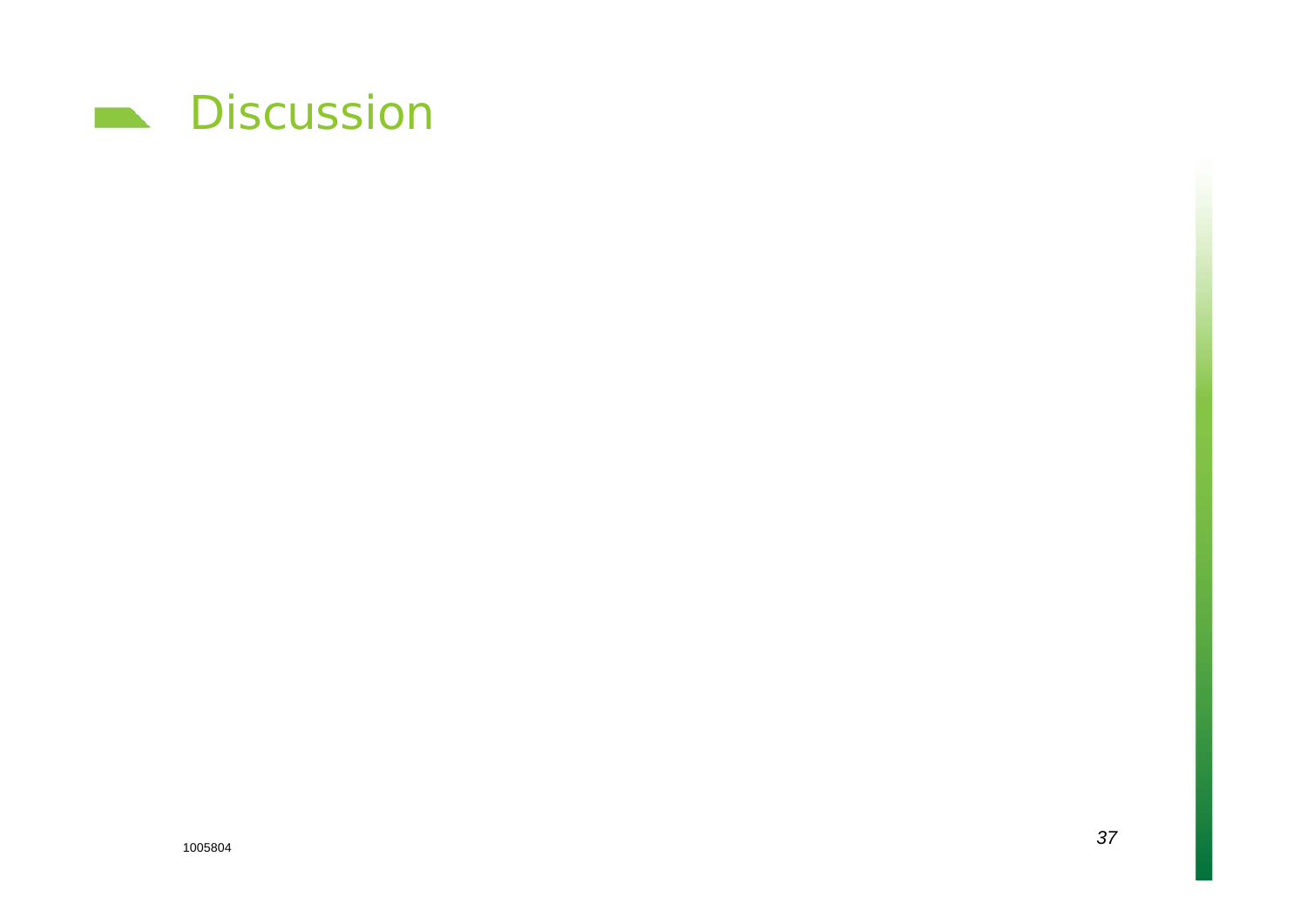# Discussion

1005804